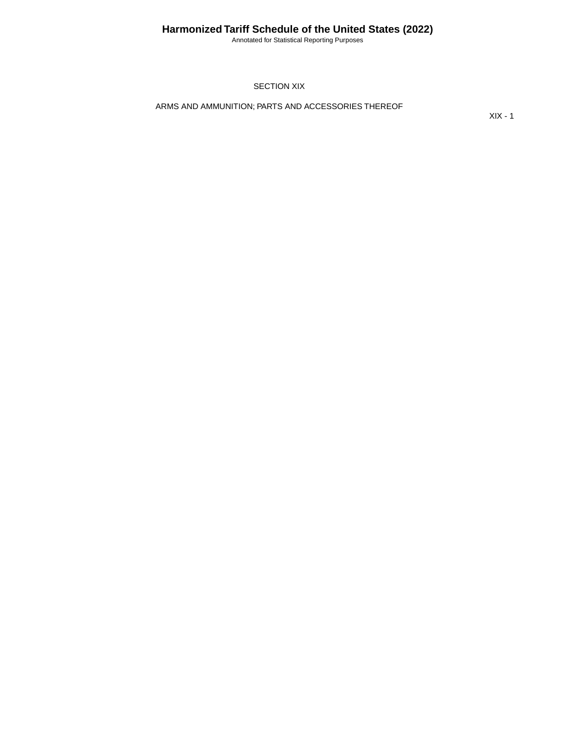# SECTION XIX

## ARMS AND AMMUNITION; PARTS AND ACCESSORIES THEREOF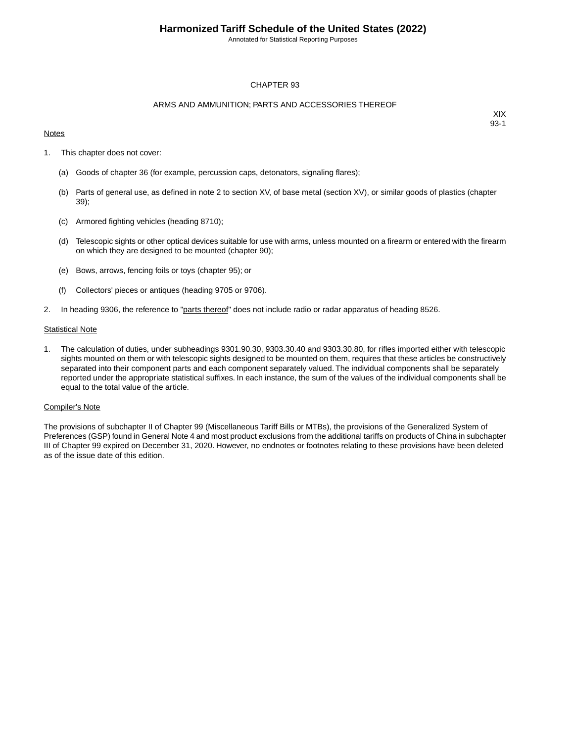# CHAPTER 93

## ARMS AND AMMUNITION; PARTS AND ACCESSORIES THEREOF

XIX
93-1

Notes

1. This chapter does not cover:

   (a) Goods of chapter 36 (for example, percussion caps, detonators, signaling flares);

   (b) Parts of general use, as defined in note 2 to section XV, of base metal (section XV), or similar goods of plastics (chapter 39);

   (c) Armored fighting vehicles (heading 8710);

   (d) Telescopic sights or other optical devices suitable for use with arms, unless mounted on a firearm or entered with the firearm on which they are designed to be mounted (chapter 90);

   (e) Bows, arrows, fencing foils or toys (chapter 95); or

   (f) Collectors' pieces or antiques (heading 9705 or 9706).

2. In heading 9306, the reference to "parts thereof" does not include radio or radar apparatus of heading 8526.

Statistical Note

1. The calculation of duties, under subheadings 9301.90.30, 9303.30.40 and 9303.30.80, for rifles imported either with telescopic sights mounted on them or with telescopic sights designed to be mounted on them, requires that these articles be constructively separated into their component parts and each component separately valued. The individual components shall be separately reported under the appropriate statistical suffixes. In each instance, the sum of the values of the individual components shall be equal to the total value of the article.

Compiler's Note

The provisions of subchapter II of Chapter 99 (Miscellaneous Tariff Bills or MTBs), the provisions of the Generalized System of Preferences (GSP) found in General Note 4 and most product exclusions from the additional tariffs on products of China in subchapter III of Chapter 99 expired on December 31, 2020. However, no endnotes or footnotes relating to these provisions have been deleted as of the issue date of this edition.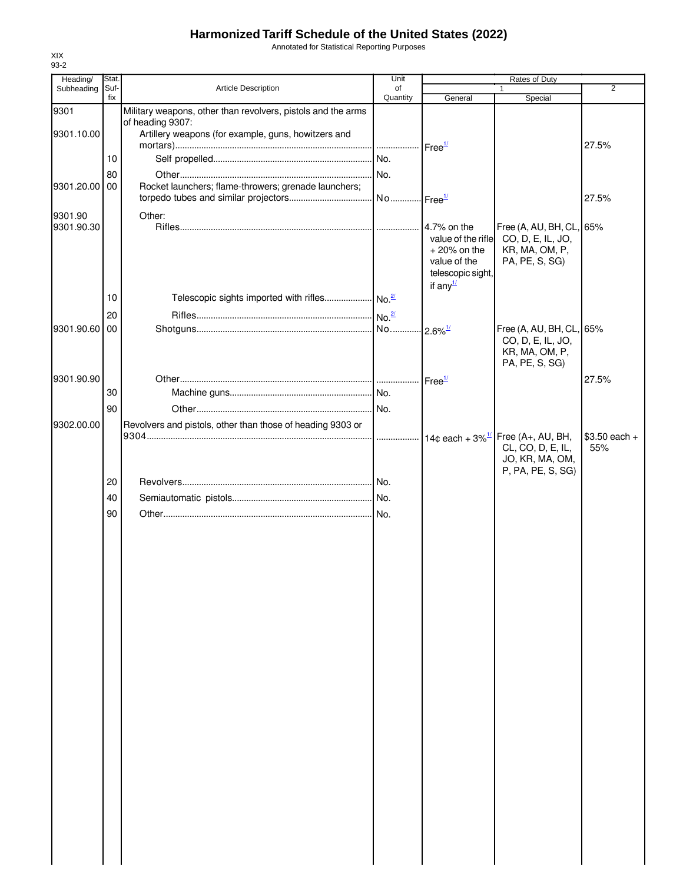# Harmonized Tariff Schedule of the United States (2022)

Annotated for Statistical Reporting Purposes

XIX
93-2

| Heading/ Subheading | Stat. Suf- fix | Article Description | Unit of Quantity | Rates of Duty 1 General | Rates of Duty 1 Special | Rates of Duty 2 |
|---|---|---|---|---|---|---|
| 9301 | | Military weapons, other than revolvers, pistols and the arms of heading 9307: | | | | |
| 9301.10.00 | | Artillery weapons (for example, guns, howitzers and mortars) | | Free[1/] | | 27.5% |
| | 10 | Self propelled | No. | | | |
| | 80 | Other | No. | | | |
| 9301.20.00 | 00 | Rocket launchers; flame-throwers; grenade launchers; torpedo tubes and similar projectors | No | Free[1/] | | 27.5% |
| 9301.90 | | Other: | | | | |
| 9301.90.30 | | Rifles | | 4.7% on the value of the rifle + 20% on the value of the telescopic sight, if any[1/] | Free (A, AU, BH, CL, CO, D, E, IL, JO, KR, MA, OM, P, PA, PE, S, SG) | 65% |
| | 10 | Telescopic sights imported with rifles | No.[2/] | | | |
| | 20 | Rifles | No.[2/] | | | |
| 9301.90.60 | 00 | Shotguns | No. | 2.6%[1/] | Free (A, AU, BH, CL, CO, D, E, IL, JO, KR, MA, OM, P, PA, PE, S, SG) | 65% |
| 9301.90.90 | | Other | | Free[1/] | | 27.5% |
| | 30 | Machine guns | No. | | | |
| | 90 | Other | No. | | | |
| 9302.00.00 | | Revolvers and pistols, other than those of heading 9303 or 9304 | | 14¢ each + 3%[1/] | Free (A+, AU, BH, CL, CO, D, E, IL, JO, KR, MA, OM, P, PA, PE, S, SG) | $3.50 each + 55% |
| | 20 | Revolvers | No. | | | |
| | 40 | Semiautomatic pistols | No. | | | |
| | 90 | Other | No. | | | |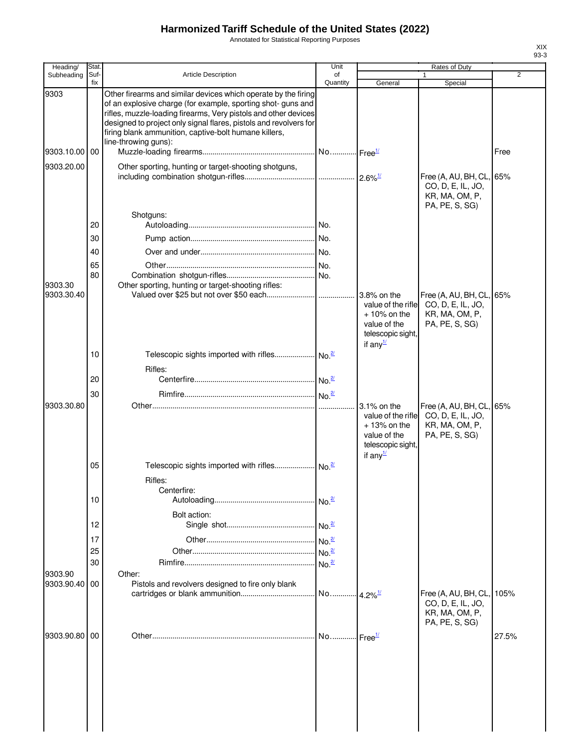# Harmonized Tariff Schedule of the United States (2022)

Annotated for Statistical Reporting Purposes

XIX
93-3

| Heading/ Subheading | Stat. Suf- fix | Article Description | Unit of Quantity | Rates of Duty 1 General | Rates of Duty 1 Special | Rates of Duty 2 |
|---|---|---|---|---|---|---|
| 9303 | | Other firearms and similar devices which operate by the firing of an explosive charge (for example, sporting shot- guns and rifles, muzzle-loading firearms, Very pistols and other devices designed to project only signal flares, pistols and revolvers for firing blank ammunition, captive-bolt humane killers, line-throwing guns): | | | | |
| 9303.10.00 | 00 | Muzzle-loading firearms | No. | Free[1/] | | Free |
| 9303.20.00 | | Other sporting, hunting or target-shooting shotguns, including combination shotgun-rifles | | 2.6%[1/] | Free (A, AU, BH, CL, CO, D, E, IL, JO, KR, MA, OM, P, PA, PE, S, SG) | 65% |
| | | Shotguns: | | | | |
| | 20 | Autoloading | No. | | | |
| | 30 | Pump action | No. | | | |
| | 40 | Over and under | No. | | | |
| | 65 | Other | No. | | | |
| | 80 | Combination shotgun-rifles | No. | | | |
| 9303.30 | | Other sporting, hunting or target-shooting rifles: | | | | |
| 9303.30.40 | | Valued over $25 but not over $50 each | | 3.8% on the value of the rifle + 10% on the value of the telescopic sight, if any[1/] | Free (A, AU, BH, CL, CO, D, E, IL, JO, KR, MA, OM, P, PA, PE, S, SG) | 65% |
| | 10 | Telescopic sights imported with rifles | No.[2/] | | | |
| | | Rifles: | | | | |
| | 20 | Centerfire | No.[2/] | | | |
| | 30 | Rimfire | No.[2/] | | | |
| 9303.30.80 | | Other | | 3.1% on the value of the rifle + 13% on the value of the telescopic sight, if any[1/] | Free (A, AU, BH, CL, CO, D, E, IL, JO, KR, MA, OM, P, PA, PE, S, SG) | 65% |
| | 05 | Telescopic sights imported with rifles | No.[2/] | | | |
| | | Rifles: | | | | |
| | | Centerfire: | | | | |
| | 10 | Autoloading | No.[2/] | | | |
| | | Bolt action: | | | | |
| | 12 | Single shot | No.[2/] | | | |
| | 17 | Other | No.[2/] | | | |
| | 25 | Other | No.[2/] | | | |
| | 30 | Rimfire | No.[2/] | | | |
| 9303.90 | | Other: | | | | |
| 9303.90.40 | 00 | Pistols and revolvers designed to fire only blank cartridges or blank ammunition | No. | 4.2%[1/] | Free (A, AU, BH, CL, CO, D, E, IL, JO, KR, MA, OM, P, PA, PE, S, SG) | 105% |
| 9303.90.80 | 00 | Other | No. | Free[1/] | | 27.5% |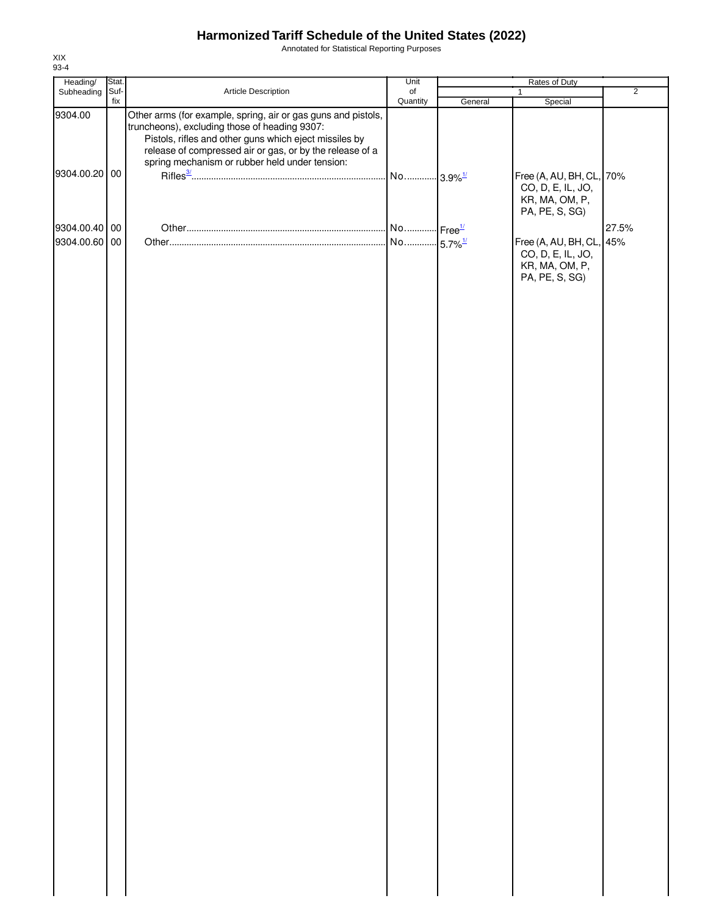# Harmonized Tariff Schedule of the United States (2022)

Annotated for Statistical Reporting Purposes

XIX
93-4

| Heading/ Subheading | Stat. Suf- fix | Article Description | Unit of Quantity | Rates of Duty 1 General | Special | 2 |
|---|---|---|---|---|---|---|
| 9304.00 | | Other arms (for example, spring, air or gas guns and pistols, truncheons), excluding those of heading 9307: | | | | |
| | | Pistols, rifles and other guns which eject missiles by release of compressed air or gas, or by the release of a spring mechanism or rubber held under tension: | | | | |
| 9304.00.20 | 00 | Rifles[3/] | No. | 3.9%[1/] | Free (A, AU, BH, CL, CO, D, E, IL, JO, KR, MA, OM, P, PA, PE, S, SG) | 70% |
| 9304.00.40 | 00 | Other | No. | Free[1/] | | 27.5% |
| 9304.00.60 | 00 | Other | No. | 5.7%[1/] | Free (A, AU, BH, CL, CO, D, E, IL, JO, KR, MA, OM, P, PA, PE, S, SG) | 45% |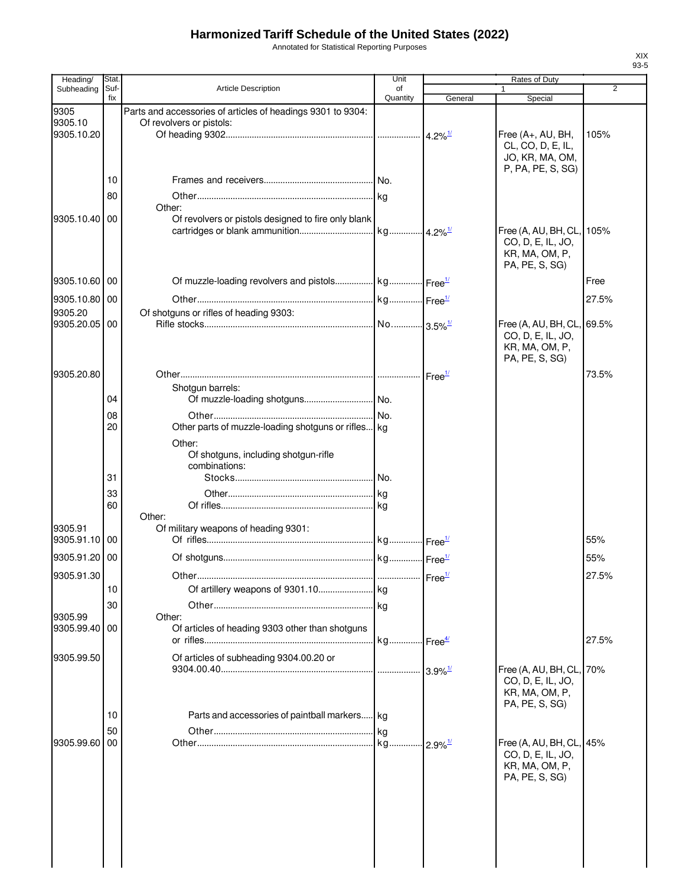# Harmonized Tariff Schedule of the United States (2022)

Annotated for Statistical Reporting Purposes

XIX
93-5

| Heading/ Subheading | Stat. Suf- fix | Article Description | Unit of Quantity | Rates of Duty 1 General | Special | 2 |
|---|---|---|---|---|---|---|
| 9305 | | Parts and accessories of articles of headings 9301 to 9304: | | | | |
| 9305.10 | | Of revolvers or pistols: | | | | |
| 9305.10.20 | | Of heading 9302 | | 4.2%[1/] | Free (A+, AU, BH, CL, CO, D, E, IL, JO, KR, MA, OM, P, PA, PE, S, SG) | 105% |
| | 10 | Frames and receivers | No. | | | |
| | 80 | Other | kg | | | |
| | | Other: | | | | |
| 9305.10.40 | 00 | Of revolvers or pistols designed to fire only blank cartridges or blank ammunition | kg | 4.2%[1/] | Free (A, AU, BH, CL, CO, D, E, IL, JO, KR, MA, OM, P, PA, PE, S, SG) | 105% |
| 9305.10.60 | 00 | Of muzzle-loading revolvers and pistols | kg | Free[1/] | | Free |
| 9305.10.80 | 00 | Other | kg | Free[1/] | | 27.5% |
| 9305.20 | | Of shotguns or rifles of heading 9303: | | | | |
| 9305.20.05 | 00 | Rifle stocks | No. | 3.5%[1/] | Free (A, AU, BH, CL, CO, D, E, IL, JO, KR, MA, OM, P, PA, PE, S, SG) | 69.5% |
| 9305.20.80 | | Other | | Free[1/] | | 73.5% |
| | | Shotgun barrels: | | | | |
| | 04 | Of muzzle-loading shotguns | No. | | | |
| | 08 | Other | No. | | | |
| | 20 | Other parts of muzzle-loading shotguns or rifles | kg | | | |
| | | Other: | | | | |
| | | Of shotguns, including shotgun-rifle combinations: | | | | |
| | 31 | Stocks | No. | | | |
| | 33 | Other | kg | | | |
| | 60 | Of rifles | kg | | | |
| | | Other: | | | | |
| 9305.91 | | Of military weapons of heading 9301: | | | | |
| 9305.91.10 | 00 | Of rifles | kg | Free[1/] | | 55% |
| 9305.91.20 | 00 | Of shotguns | kg | Free[1/] | | 55% |
| 9305.91.30 | | Other | | Free[1/] | | 27.5% |
| | 10 | Of artillery weapons of 9301.10 | kg | | | |
| | 30 | Other | kg | | | |
| 9305.99 | | Other: | | | | |
| 9305.99.40 | 00 | Of articles of heading 9303 other than shotguns or rifles | kg | Free[4/] | | 27.5% |
| 9305.99.50 | | Of articles of subheading 9304.00.20 or 9304.00.40 | | 3.9%[1/] | Free (A, AU, BH, CL, CO, D, E, IL, JO, KR, MA, OM, P, PA, PE, S, SG) | 70% |
| | 10 | Parts and accessories of paintball markers | kg | | | |
| | 50 | Other | kg | | | |
| 9305.99.60 | 00 | Other | kg | 2.9%[1/] | Free (A, AU, BH, CL, CO, D, E, IL, JO, KR, MA, OM, P, PA, PE, S, SG) | 45% |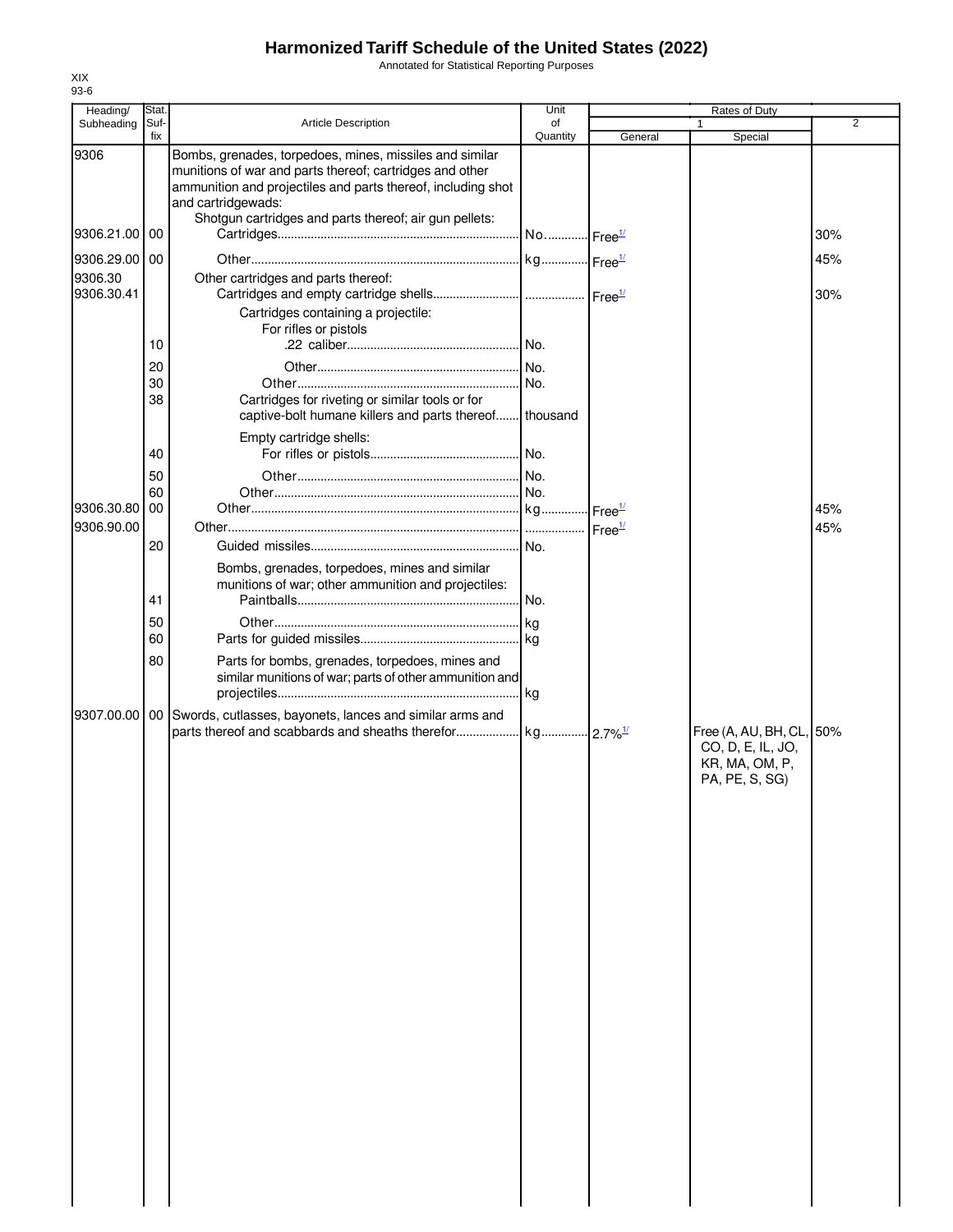# Harmonized Tariff Schedule of the United States (2022)

Annotated for Statistical Reporting Purposes

XIX
93-6

| Heading/ Subheading | Stat. Suf- fix | Article Description | Unit of Quantity | Rates of Duty 1 General | Special | 2 |
|---|---|---|---|---|---|---|
| 9306 | | Bombs, grenades, torpedoes, mines, missiles and similar munitions of war and parts thereof; cartridges and other ammunition and projectiles and parts thereof, including shot and cartridgewads: | | | | |
| | | Shotgun cartridges and parts thereof; air gun pellets: | | | | |
| 9306.21.00 | 00 | Cartridges | No. | Free[1/] | | 30% |
| 9306.29.00 | 00 | Other | kg | Free[1/] | | 45% |
| 9306.30 | | Other cartridges and parts thereof: | | | | |
| 9306.30.41 | | Cartridges and empty cartridge shells | | Free[1/] | | 30% |
| | | Cartridges containing a projectile: | | | | |
| | | For rifles or pistols | | | | |
| | 10 | .22 caliber | No. | | | |
| | 20 | Other | No. | | | |
| | 30 | Other | No. | | | |
| | 38 | Cartridges for riveting or similar tools or for captive-bolt humane killers and parts thereof | thousand | | | |
| | | Empty cartridge shells: | | | | |
| | 40 | For rifles or pistols | No. | | | |
| | 50 | Other | No. | | | |
| | 60 | Other | No. | | | |
| 9306.30.80 | 00 | Other | kg | Free[1/] | | 45% |
| 9306.90.00 | | Other | | Free[1/] | | 45% |
| | 20 | Guided missiles | No. | | | |
| | | Bombs, grenades, torpedoes, mines and similar munitions of war; other ammunition and projectiles: | | | | |
| | 41 | Paintballs | No. | | | |
| | 50 | Other | kg | | | |
| | 60 | Parts for guided missiles | kg | | | |
| | 80 | Parts for bombs, grenades, torpedoes, mines and similar munitions of war; parts of other ammunition and projectiles | kg | | | |
| 9307.00.00 | 00 | Swords, cutlasses, bayonets, lances and similar arms and parts thereof and scabbards and sheaths therefor | kg | 2.7%[1/] | Free (A, AU, BH, CL, CO, D, E, IL, JO, KR, MA, OM, P, PA, PE, S, SG) | 50% |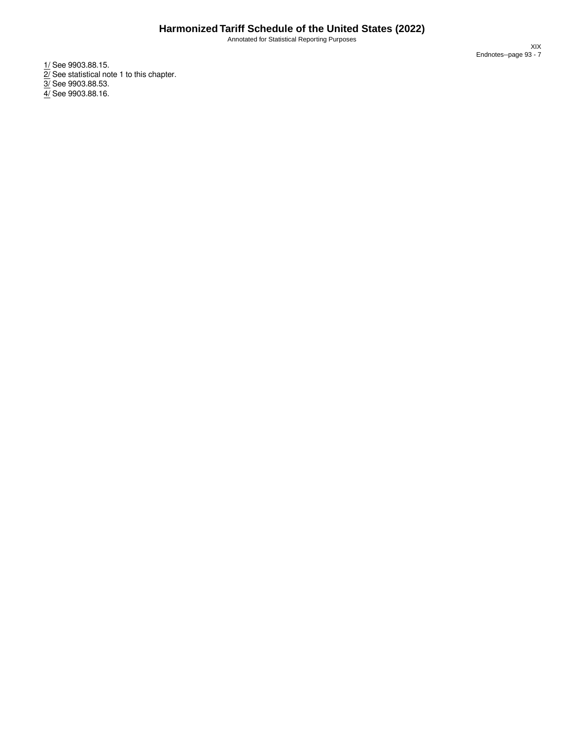1/ See 9903.88.15.
2/ See statistical note 1 to this chapter.
3/ See 9903.88.53.
4/ See 9903.88.16.